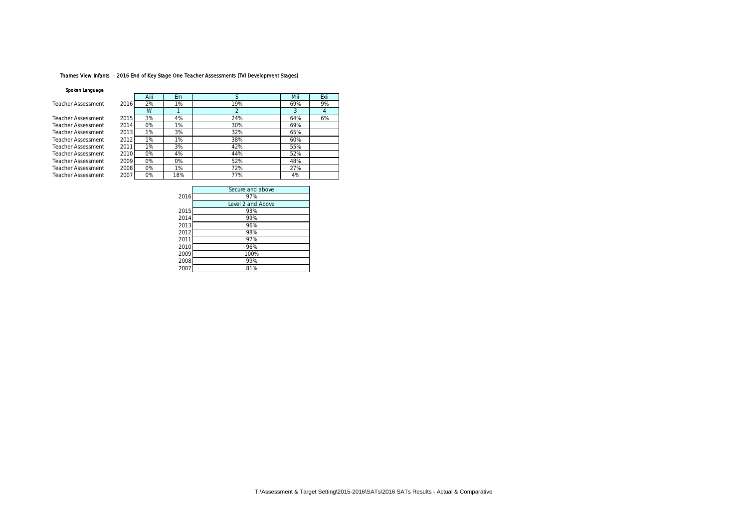### Thames View Infants - 2016 End of Key Stage One Teacher Assessments (TVI Development Stages)

**Spoken Language**

| | | Aiii | Em | S | Mii | Exii |
|---|---|---|---|---|---|---|
| Teacher Assessment | 2016 | 2% | 1% | 19% | 69% | 9% |
| | | W | 1 | 2 | 3 | 4 |
| Teacher Assessment | 2015 | 3% | 4% | 24% | 64% | 6% |
| Teacher Assessment | 2014 | 0% | 1% | 30% | 69% | |
| Teacher Assessment | 2013 | 1% | 3% | 32% | 65% | |
| Teacher Assessment | 2012 | 1% | 1% | 38% | 60% | |
| Teacher Assessment | 2011 | 1% | 3% | 42% | 55% | |
| Teacher Assessment | 2010 | 0% | 4% | 44% | 52% | |
| Teacher Assessment | 2009 | 0% | 0% | 52% | 48% | |
| Teacher Assessment | 2008 | 0% | 1% | 72% | 27% | |
| Teacher Assessment | 2007 | 0% | 18% | 77% | 4% | |

| | Secure and above |
|---|---|
| 2016 | 97% |
| | Level 2 and Above |
| 2015 | 93% |
| 2014 | 99% |
| 2013 | 96% |
| 2012 | 98% |
| 2011 | 97% |
| 2010 | 96% |
| 2009 | 100% |
| 2008 | 99% |
| 2007 | 81% |

T:\Assessment & Target Setting\2015-2016\SATs\2016 SATs Results - Actual & Comparative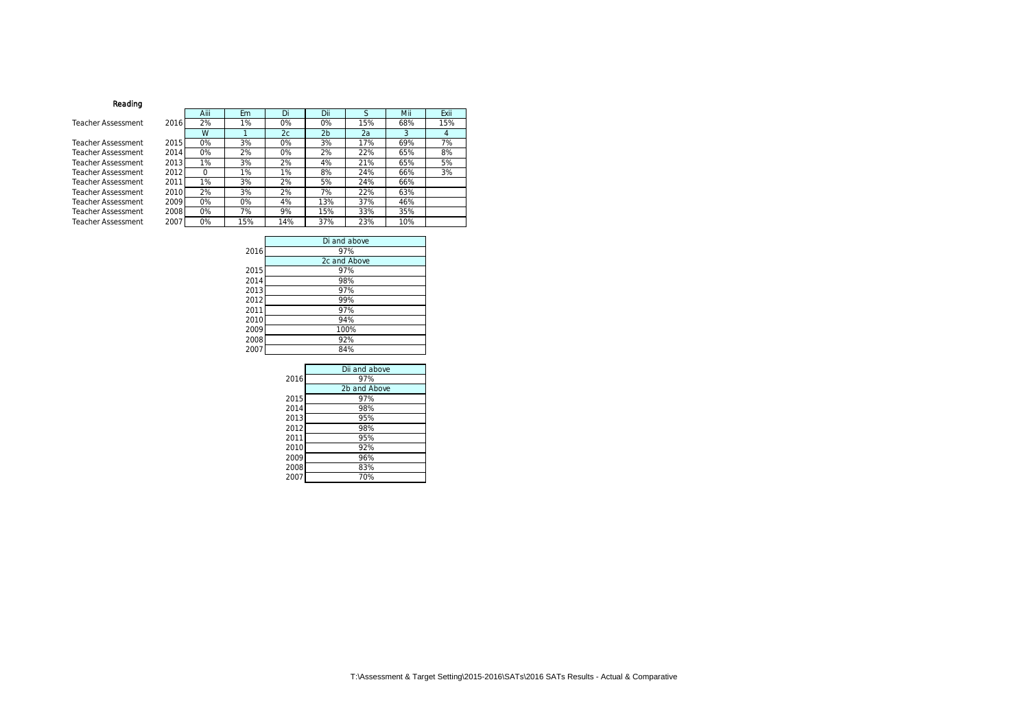## Reading

| | | Aiii | Em | Di | Dii | S | Mii | Exii |
|---|---|---|---|---|---|---|---|---|
| Teacher Assessment | 2016 | 2% | 1% | 0% | 0% | 15% | 68% | 15% |
| | | W | 1 | 2c | 2b | 2a | 3 | 4 |
| Teacher Assessment | 2015 | 0% | 3% | 0% | 3% | 17% | 69% | 7% |
| Teacher Assessment | 2014 | 0% | 2% | 0% | 2% | 22% | 65% | 8% |
| Teacher Assessment | 2013 | 1% | 3% | 2% | 4% | 21% | 65% | 5% |
| Teacher Assessment | 2012 | 0 | 1% | 1% | 8% | 24% | 66% | 3% |
| Teacher Assessment | 2011 | 1% | 3% | 2% | 5% | 24% | 66% | |
| Teacher Assessment | 2010 | 2% | 3% | 2% | 7% | 22% | 63% | |
| Teacher Assessment | 2009 | 0% | 0% | 4% | 13% | 37% | 46% | |
| Teacher Assessment | 2008 | 0% | 7% | 9% | 15% | 33% | 35% | |
| Teacher Assessment | 2007 | 0% | 15% | 14% | 37% | 23% | 10% | |

| | Di and above |
|---|---|
| 2016 | 97% |
| | 2c and Above |
| 2015 | 97% |
| 2014 | 98% |
| 2013 | 97% |
| 2012 | 99% |
| 2011 | 97% |
| 2010 | 94% |
| 2009 | 100% |
| 2008 | 92% |
| 2007 | 84% |

| | Dii and above |
|---|---|
| 2016 | 97% |
| | 2b and Above |
| 2015 | 97% |
| 2014 | 98% |
| 2013 | 95% |
| 2012 | 98% |
| 2011 | 95% |
| 2010 | 92% |
| 2009 | 96% |
| 2008 | 83% |
| 2007 | 70% |

T:\Assessment & Target Setting\2015-2016\SATs\2016 SATs Results - Actual & Comparative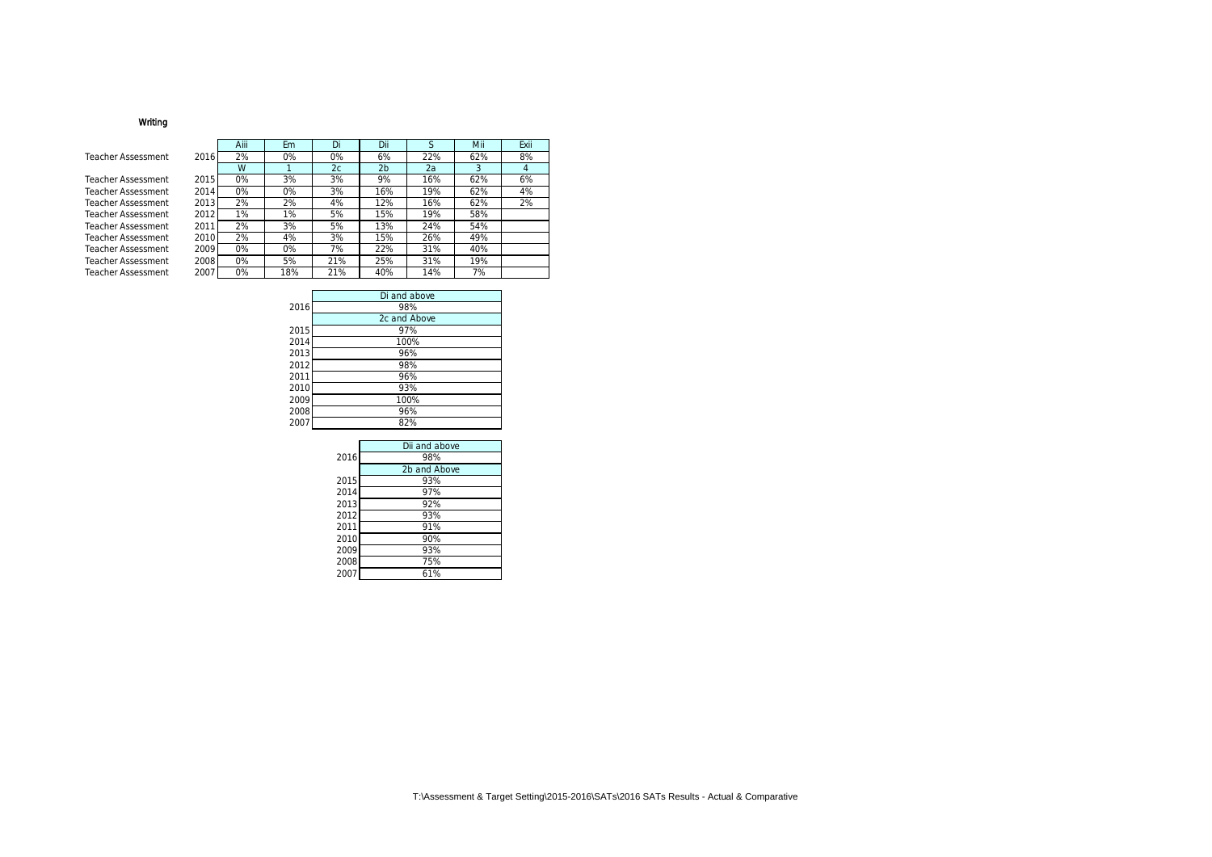### Writing

| | | Aiii | Em | Di | Dii | S | Mii | Exii |
|---|---|---|---|---|---|---|---|---|
| Teacher Assessment | 2016 | 2% | 0% | 0% | 6% | 22% | 62% | 8% |
| | | W | 1 | 2c | 2b | 2a | 3 | 4 |
| Teacher Assessment | 2015 | 0% | 3% | 3% | 9% | 16% | 62% | 6% |
| Teacher Assessment | 2014 | 0% | 0% | 3% | 16% | 19% | 62% | 4% |
| Teacher Assessment | 2013 | 2% | 2% | 4% | 12% | 16% | 62% | 2% |
| Teacher Assessment | 2012 | 1% | 1% | 5% | 15% | 19% | 58% | |
| Teacher Assessment | 2011 | 2% | 3% | 5% | 13% | 24% | 54% | |
| Teacher Assessment | 2010 | 2% | 4% | 3% | 15% | 26% | 49% | |
| Teacher Assessment | 2009 | 0% | 0% | 7% | 22% | 31% | 40% | |
| Teacher Assessment | 2008 | 0% | 5% | 21% | 25% | 31% | 19% | |
| Teacher Assessment | 2007 | 0% | 18% | 21% | 40% | 14% | 7% | |

| | Di and above |
|---|---|
| 2016 | 98% |
| | 2c and Above |
| 2015 | 97% |
| 2014 | 100% |
| 2013 | 96% |
| 2012 | 98% |
| 2011 | 96% |
| 2010 | 93% |
| 2009 | 100% |
| 2008 | 96% |
| 2007 | 82% |

| | Dii and above |
|---|---|
| 2016 | 98% |
| | 2b and Above |
| 2015 | 93% |
| 2014 | 97% |
| 2013 | 92% |
| 2012 | 93% |
| 2011 | 91% |
| 2010 | 90% |
| 2009 | 93% |
| 2008 | 75% |
| 2007 | 61% |

T:\Assessment & Target Setting\2015-2016\SATs\2016 SATs Results - Actual & Comparative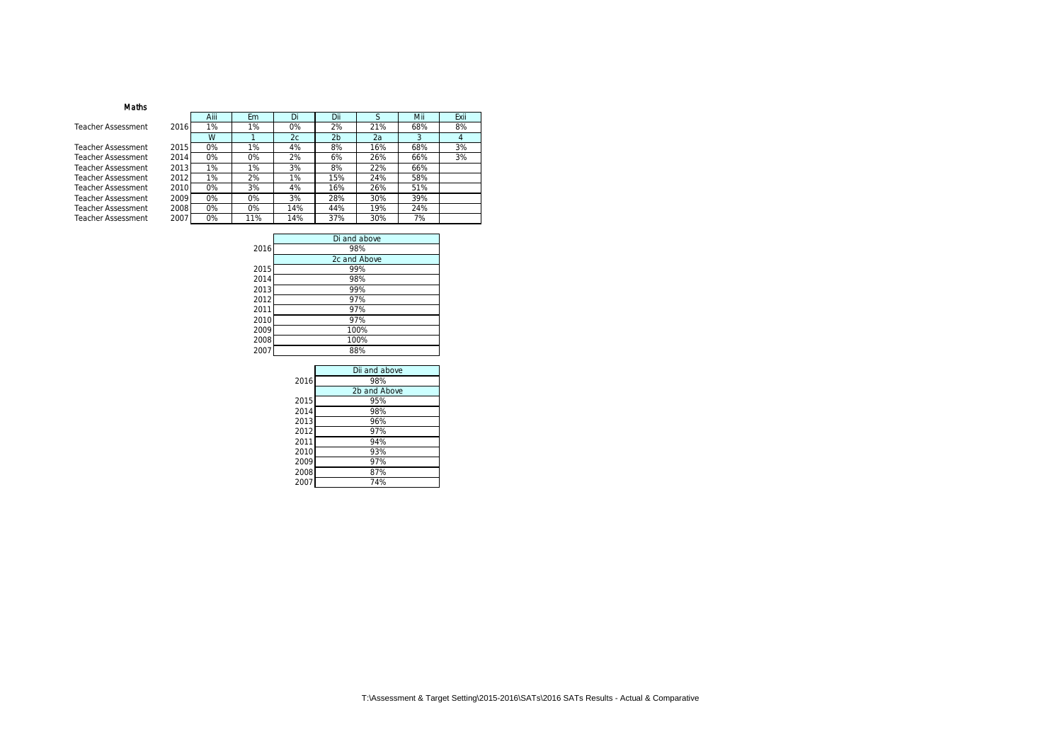**Maths**

| | | Aiii | Em | Di | Dii | S | Mii | Exii |
|---|---|---|---|---|---|---|---|---|
| Teacher Assessment | 2016 | 1% | 1% | 0% | 2% | 21% | 68% | 8% |
| | | W | 1 | 2c | 2b | 2a | 3 | 4 |
| Teacher Assessment | 2015 | 0% | 1% | 4% | 8% | 16% | 68% | 3% |
| Teacher Assessment | 2014 | 0% | 0% | 2% | 6% | 26% | 66% | 3% |
| Teacher Assessment | 2013 | 1% | 1% | 3% | 8% | 22% | 66% | |
| Teacher Assessment | 2012 | 1% | 2% | 1% | 15% | 24% | 58% | |
| Teacher Assessment | 2010 | 0% | 3% | 4% | 16% | 26% | 51% | |
| Teacher Assessment | 2009 | 0% | 0% | 3% | 28% | 30% | 39% | |
| Teacher Assessment | 2008 | 0% | 0% | 14% | 44% | 19% | 24% | |
| Teacher Assessment | 2007 | 0% | 11% | 14% | 37% | 30% | 7% | |

| | Di and above |
|---|---|
| 2016 | 98% |
| | 2c and Above |
| 2015 | 99% |
| 2014 | 98% |
| 2013 | 99% |
| 2012 | 97% |
| 2011 | 97% |
| 2010 | 97% |
| 2009 | 100% |
| 2008 | 100% |
| 2007 | 88% |

| | Dii and above |
|---|---|
| 2016 | 98% |
| | 2b and Above |
| 2015 | 95% |
| 2014 | 98% |
| 2013 | 96% |
| 2012 | 97% |
| 2011 | 94% |
| 2010 | 93% |
| 2009 | 97% |
| 2008 | 87% |
| 2007 | 74% |

T:\Assessment & Target Setting\2015-2016\SATs\2016 SATs Results - Actual & Comparative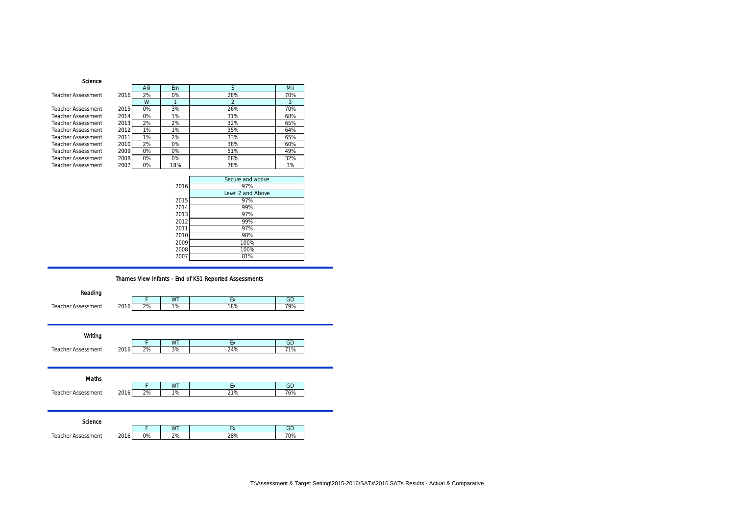### Science

| | | | | | |
|---|---|---|---|---|---|
| | | Aiii | Em | S | Mii |
| Teacher Assessment | 2016 | 2% | 0% | 28% | 70% |
| | | W | 1 | 2 | 3 |
| Teacher Assessment | 2015 | 0% | 3% | 26% | 70% |
| Teacher Assessment | 2014 | 0% | 1% | 31% | 68% |
| Teacher Assessment | 2013 | 2% | 2% | 32% | 65% |
| Teacher Assessment | 2012 | 1% | 1% | 35% | 64% |
| Teacher Assessment | 2011 | 1% | 2% | 33% | 65% |
| Teacher Assessment | 2010 | 2% | 0% | 38% | 60% |
| Teacher Assessment | 2009 | 0% | 0% | 51% | 49% |
| Teacher Assessment | 2008 | 0% | 0% | 68% | 32% |
| Teacher Assessment | 2007 | 0% | 18% | 78% | 3% |

| | |
|---|---|
| | Secure and above |
| 2016 | 97% |
| | Level 2 and Above |
| 2015 | 97% |
| 2014 | 99% |
| 2013 | 97% |
| 2012 | 99% |
| 2011 | 97% |
| 2010 | 98% |
| 2009 | 100% |
| 2008 | 100% |
| 2007 | 81% |

## Thames View Infants - End of KS1 Reported Assessments

### Reading

| | | F | WT | Ex | GD |
|---|---|---|---|---|---|
| Teacher Assessment | 2016 | 2% | 1% | 18% | 79% |

### Writing

| | | F | WT | Ex | GD |
|---|---|---|---|---|---|
| Teacher Assessment | 2016 | 2% | 3% | 24% | 71% |

### Maths

| | | F | WT | Ex | GD |
|---|---|---|---|---|---|
| Teacher Assessment | 2016 | 2% | 1% | 21% | 76% |

### Science

| | | F | WT | Ex | GD |
|---|---|---|---|---|---|
| Teacher Assessment | 2016 | 0% | 2% | 28% | 70% |

T:\Assessment & Target Setting\2015-2016\SATs\2016 SATs Results - Actual & Comparative